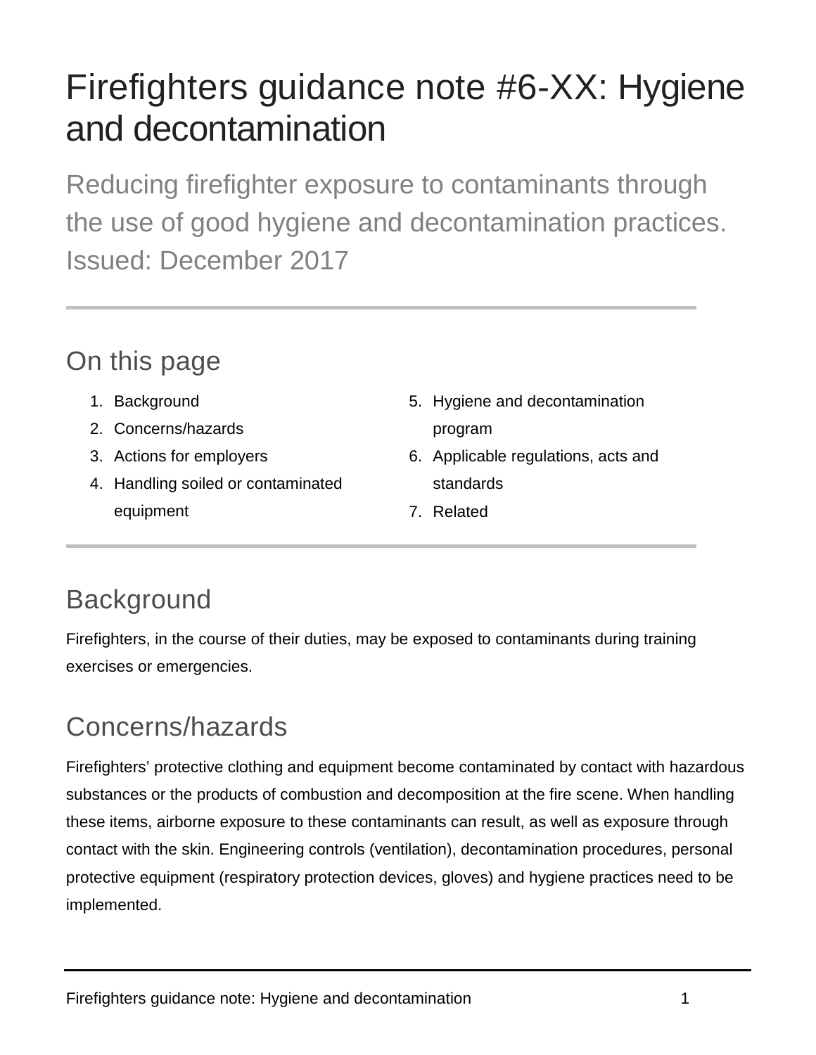# Firefighters guidance note #6-XX: Hygiene and decontamination

Reducing firefighter exposure to contaminants through the use of good hygiene and decontamination practices.
Issued: December 2017

## On this page

1. Background
2. Concerns/hazards
3. Actions for employers
4. Handling soiled or contaminated equipment
5. Hygiene and decontamination program
6. Applicable regulations, acts and standards
7. Related

## Background

Firefighters, in the course of their duties, may be exposed to contaminants during training exercises or emergencies.

## Concerns/hazards

Firefighters' protective clothing and equipment become contaminated by contact with hazardous substances or the products of combustion and decomposition at the fire scene. When handling these items, airborne exposure to these contaminants can result, as well as exposure through contact with the skin. Engineering controls (ventilation), decontamination procedures, personal protective equipment (respiratory protection devices, gloves) and hygiene practices need to be implemented.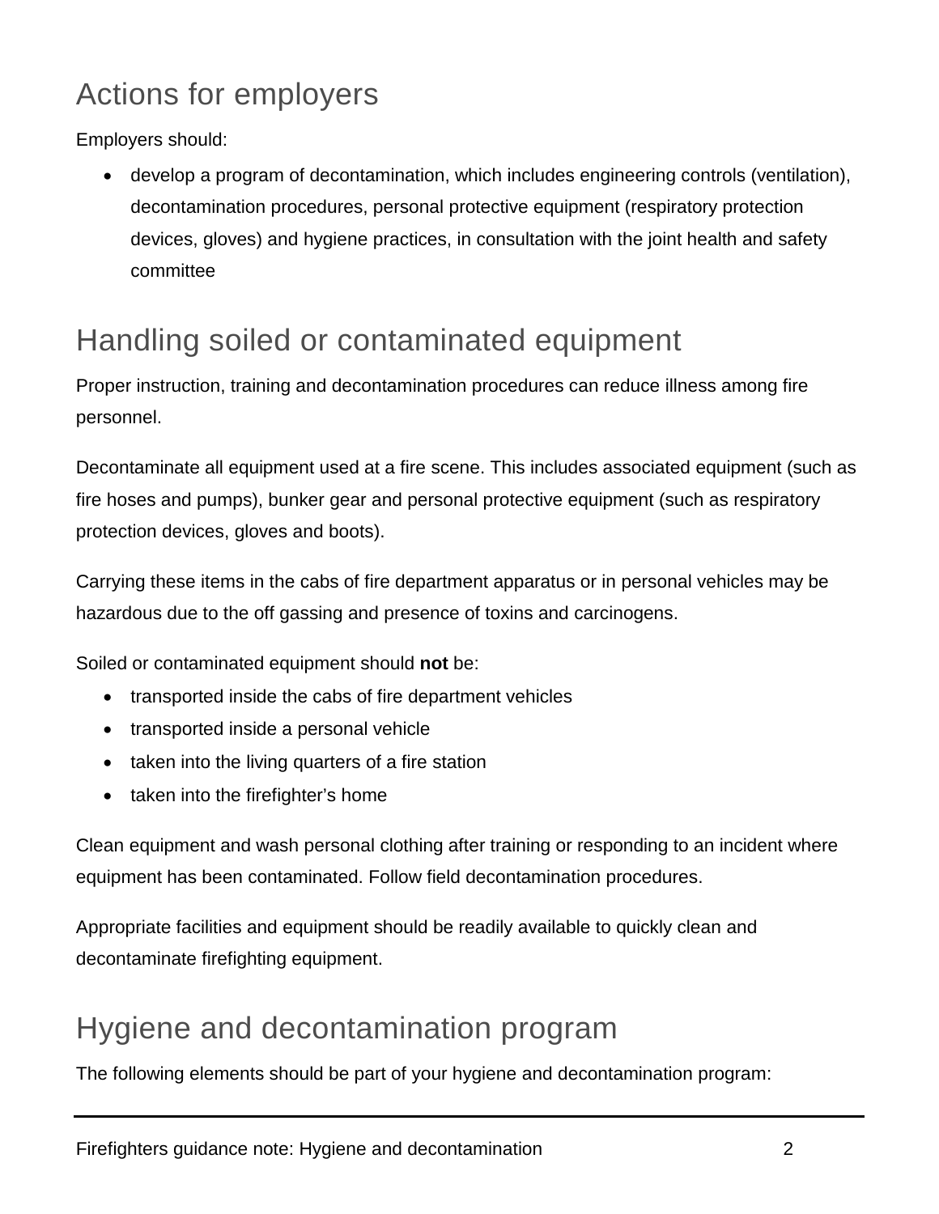## Actions for employers

Employers should:

- develop a program of decontamination, which includes engineering controls (ventilation), decontamination procedures, personal protective equipment (respiratory protection devices, gloves) and hygiene practices, in consultation with the joint health and safety committee

## Handling soiled or contaminated equipment

Proper instruction, training and decontamination procedures can reduce illness among fire personnel.

Decontaminate all equipment used at a fire scene. This includes associated equipment (such as fire hoses and pumps), bunker gear and personal protective equipment (such as respiratory protection devices, gloves and boots).

Carrying these items in the cabs of fire department apparatus or in personal vehicles may be hazardous due to the off gassing and presence of toxins and carcinogens.

Soiled or contaminated equipment should **not** be:

- transported inside the cabs of fire department vehicles
- transported inside a personal vehicle
- taken into the living quarters of a fire station
- taken into the firefighter's home

Clean equipment and wash personal clothing after training or responding to an incident where equipment has been contaminated. Follow field decontamination procedures.

Appropriate facilities and equipment should be readily available to quickly clean and decontaminate firefighting equipment.

## Hygiene and decontamination program

The following elements should be part of your hygiene and decontamination program: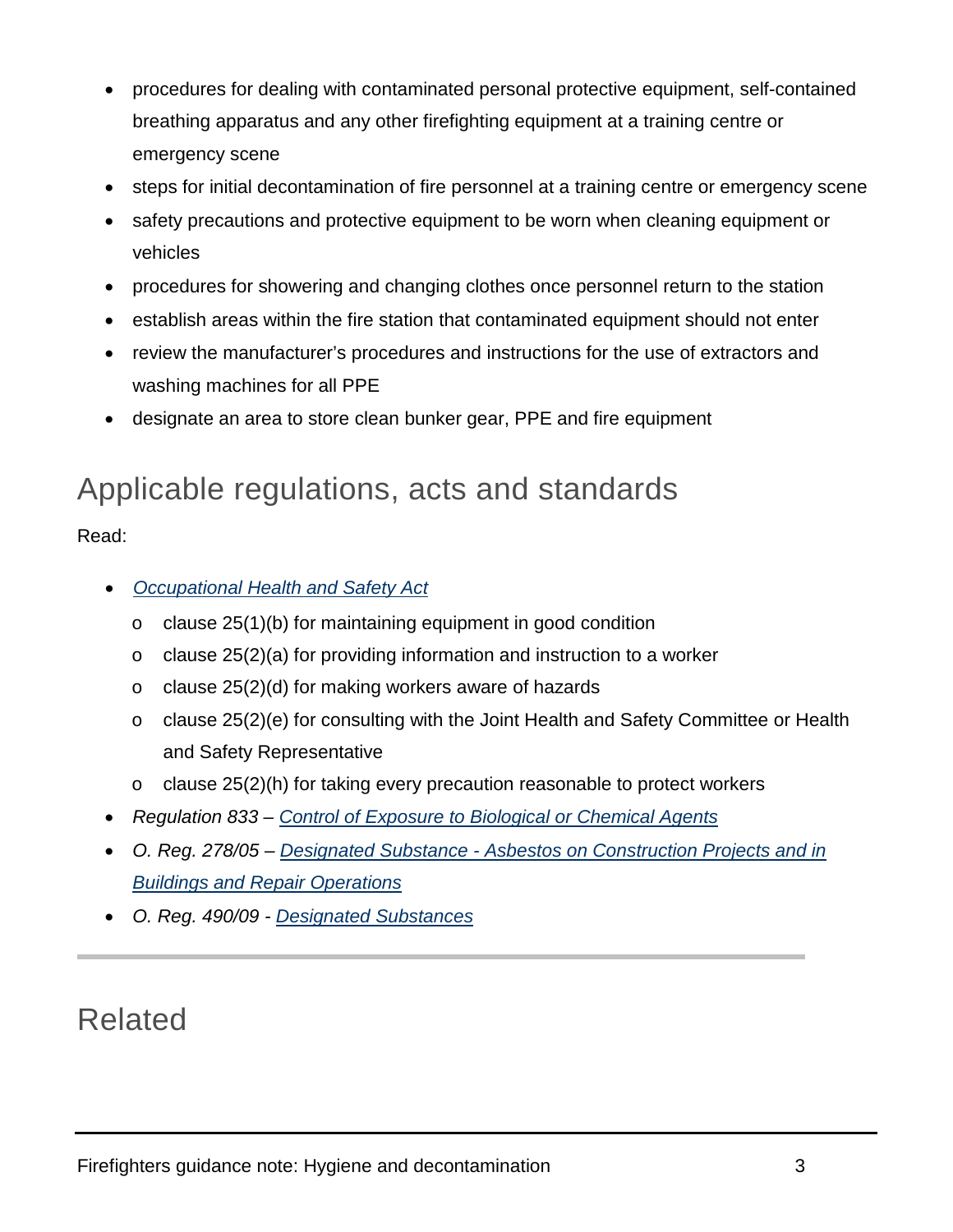- procedures for dealing with contaminated personal protective equipment, self-contained breathing apparatus and any other firefighting equipment at a training centre or emergency scene
- steps for initial decontamination of fire personnel at a training centre or emergency scene
- safety precautions and protective equipment to be worn when cleaning equipment or vehicles
- procedures for showering and changing clothes once personnel return to the station
- establish areas within the fire station that contaminated equipment should not enter
- review the manufacturer's procedures and instructions for the use of extractors and washing machines for all PPE
- designate an area to store clean bunker gear, PPE and fire equipment

## Applicable regulations, acts and standards

Read:

- *Occupational Health and Safety Act*
  - clause 25(1)(b) for maintaining equipment in good condition
  - clause 25(2)(a) for providing information and instruction to a worker
  - clause 25(2)(d) for making workers aware of hazards
  - clause 25(2)(e) for consulting with the Joint Health and Safety Committee or Health and Safety Representative
  - clause 25(2)(h) for taking every precaution reasonable to protect workers
- *Regulation 833 – Control of Exposure to Biological or Chemical Agents*
- *O. Reg. 278/05 – Designated Substance - Asbestos on Construction Projects and in Buildings and Repair Operations*
- *O. Reg. 490/09 - Designated Substances*

---

## Related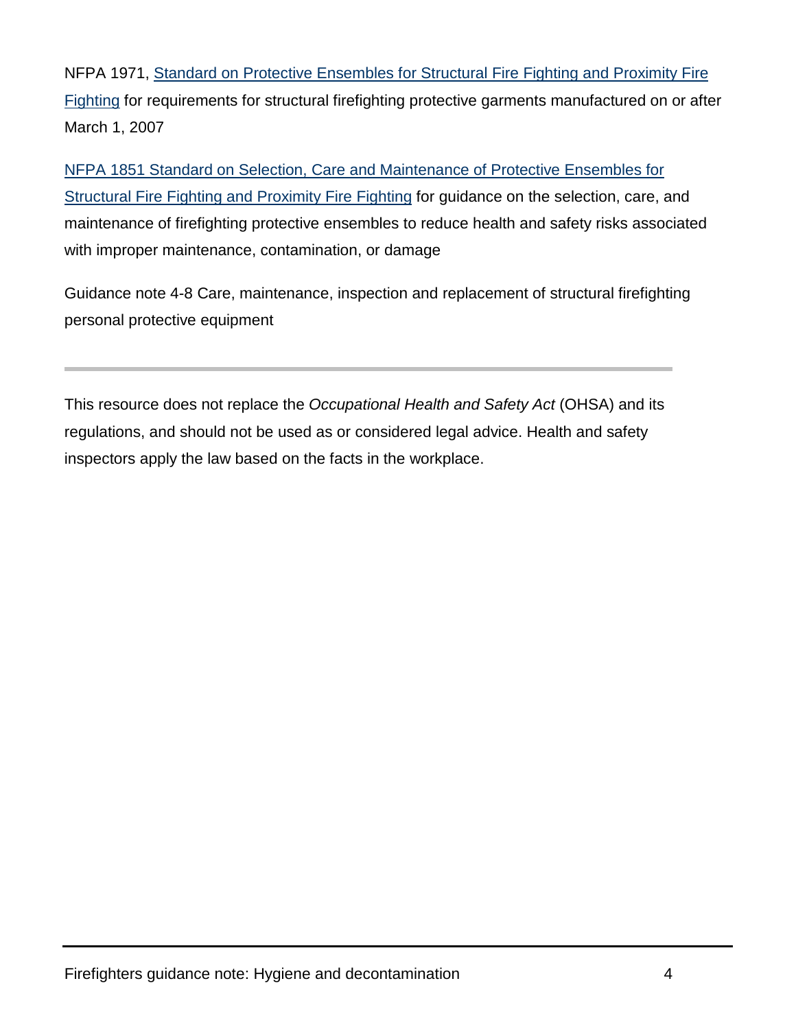NFPA 1971, Standard on Protective Ensembles for Structural Fire Fighting and Proximity Fire Fighting for requirements for structural firefighting protective garments manufactured on or after March 1, 2007

NFPA 1851 Standard on Selection, Care and Maintenance of Protective Ensembles for Structural Fire Fighting and Proximity Fire Fighting for guidance on the selection, care, and maintenance of firefighting protective ensembles to reduce health and safety risks associated with improper maintenance, contamination, or damage

Guidance note 4-8 Care, maintenance, inspection and replacement of structural firefighting personal protective equipment

---

This resource does not replace the *Occupational Health and Safety Act* (OHSA) and its regulations, and should not be used as or considered legal advice. Health and safety inspectors apply the law based on the facts in the workplace.